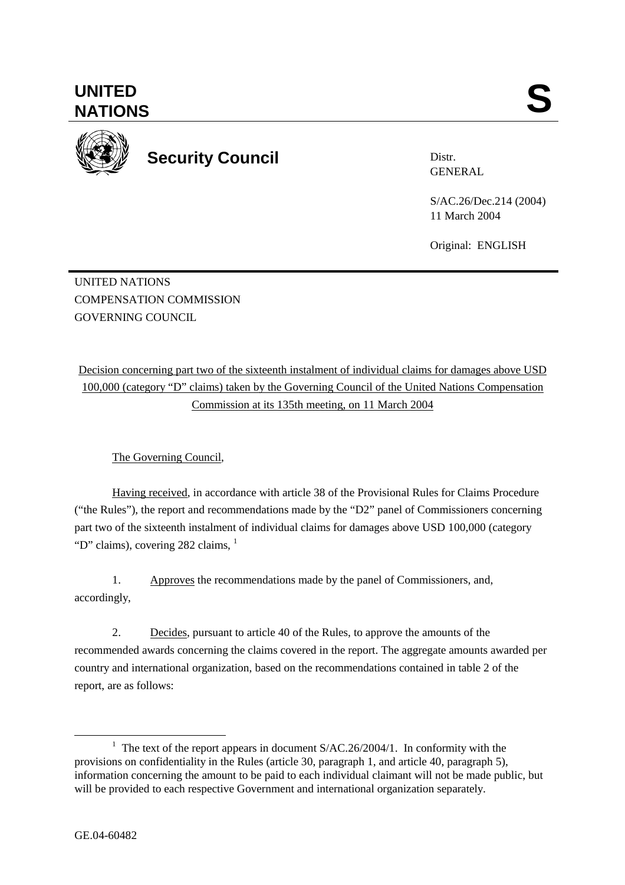# UNITED NATIONS

**S**

## Security Council

Distr.
GENERAL

S/AC.26/Dec.214 (2004)
11 March 2004

Original: ENGLISH

UNITED NATIONS
COMPENSATION COMMISSION
GOVERNING COUNCIL

Decision concerning part two of the sixteenth instalment of individual claims for damages above USD 100,000 (category "D" claims) taken by the Governing Council of the United Nations Compensation Commission at its 135th meeting, on 11 March 2004

The Governing Council,

Having received, in accordance with article 38 of the Provisional Rules for Claims Procedure ("the Rules"), the report and recommendations made by the "D2" panel of Commissioners concerning part two of the sixteenth instalment of individual claims for damages above USD 100,000 (category "D" claims), covering 282 claims, [1]

1. Approves the recommendations made by the panel of Commissioners, and, accordingly,

2. Decides, pursuant to article 40 of the Rules, to approve the amounts of the recommended awards concerning the claims covered in the report. The aggregate amounts awarded per country and international organization, based on the recommendations contained in table 2 of the report, are as follows:

[1] The text of the report appears in document S/AC.26/2004/1. In conformity with the provisions on confidentiality in the Rules (article 30, paragraph 1, and article 40, paragraph 5), information concerning the amount to be paid to each individual claimant will not be made public, but will be provided to each respective Government and international organization separately.

GE.04-60482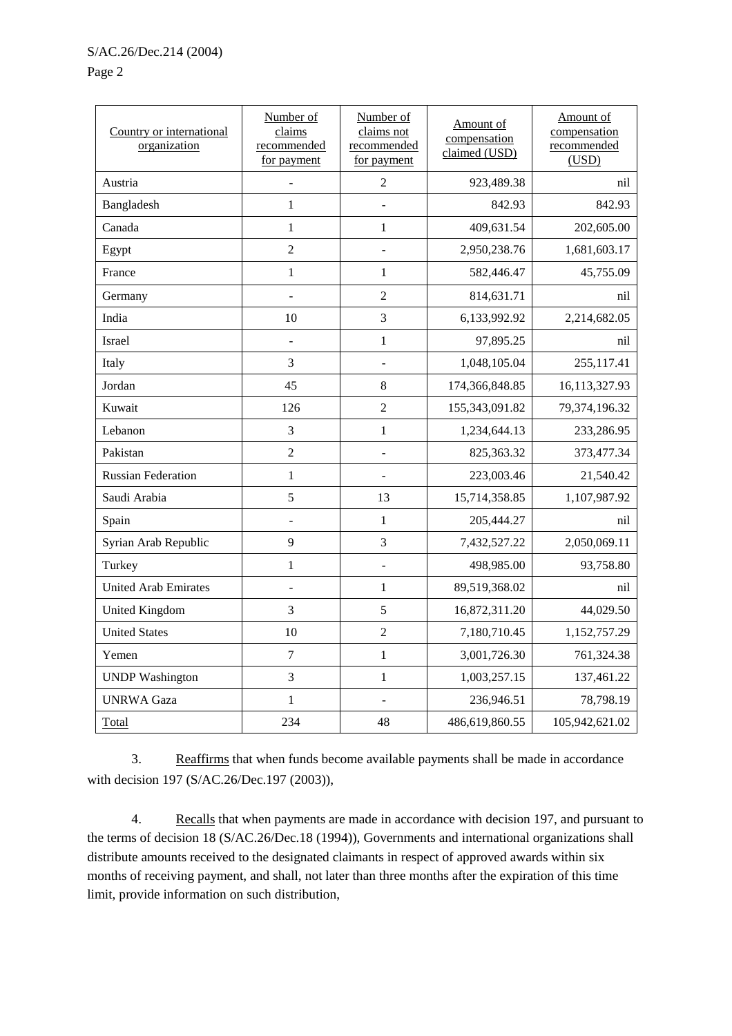| Country or international organization | Number of claims recommended for payment | Number of claims not recommended for payment | Amount of compensation claimed (USD) | Amount of compensation recommended (USD) |
|---|---|---|---|---|
| Austria | - | 2 | 923,489.38 | nil |
| Bangladesh | 1 | - | 842.93 | 842.93 |
| Canada | 1 | 1 | 409,631.54 | 202,605.00 |
| Egypt | 2 | - | 2,950,238.76 | 1,681,603.17 |
| France | 1 | 1 | 582,446.47 | 45,755.09 |
| Germany | - | 2 | 814,631.71 | nil |
| India | 10 | 3 | 6,133,992.92 | 2,214,682.05 |
| Israel | - | 1 | 97,895.25 | nil |
| Italy | 3 | - | 1,048,105.04 | 255,117.41 |
| Jordan | 45 | 8 | 174,366,848.85 | 16,113,327.93 |
| Kuwait | 126 | 2 | 155,343,091.82 | 79,374,196.32 |
| Lebanon | 3 | 1 | 1,234,644.13 | 233,286.95 |
| Pakistan | 2 | - | 825,363.32 | 373,477.34 |
| Russian Federation | 1 | - | 223,003.46 | 21,540.42 |
| Saudi Arabia | 5 | 13 | 15,714,358.85 | 1,107,987.92 |
| Spain | - | 1 | 205,444.27 | nil |
| Syrian Arab Republic | 9 | 3 | 7,432,527.22 | 2,050,069.11 |
| Turkey | 1 | - | 498,985.00 | 93,758.80 |
| United Arab Emirates | - | 1 | 89,519,368.02 | nil |
| United Kingdom | 3 | 5 | 16,872,311.20 | 44,029.50 |
| United States | 10 | 2 | 7,180,710.45 | 1,152,757.29 |
| Yemen | 7 | 1 | 3,001,726.30 | 761,324.38 |
| UNDP Washington | 3 | 1 | 1,003,257.15 | 137,461.22 |
| UNRWA Gaza | 1 | - | 236,946.51 | 78,798.19 |
| Total | 234 | 48 | 486,619,860.55 | 105,942,621.02 |

3. Reaffirms that when funds become available payments shall be made in accordance with decision 197 (S/AC.26/Dec.197 (2003)),

4. Recalls that when payments are made in accordance with decision 197, and pursuant to the terms of decision 18 (S/AC.26/Dec.18 (1994)), Governments and international organizations shall distribute amounts received to the designated claimants in respect of approved awards within six months of receiving payment, and shall, not later than three months after the expiration of this time limit, provide information on such distribution,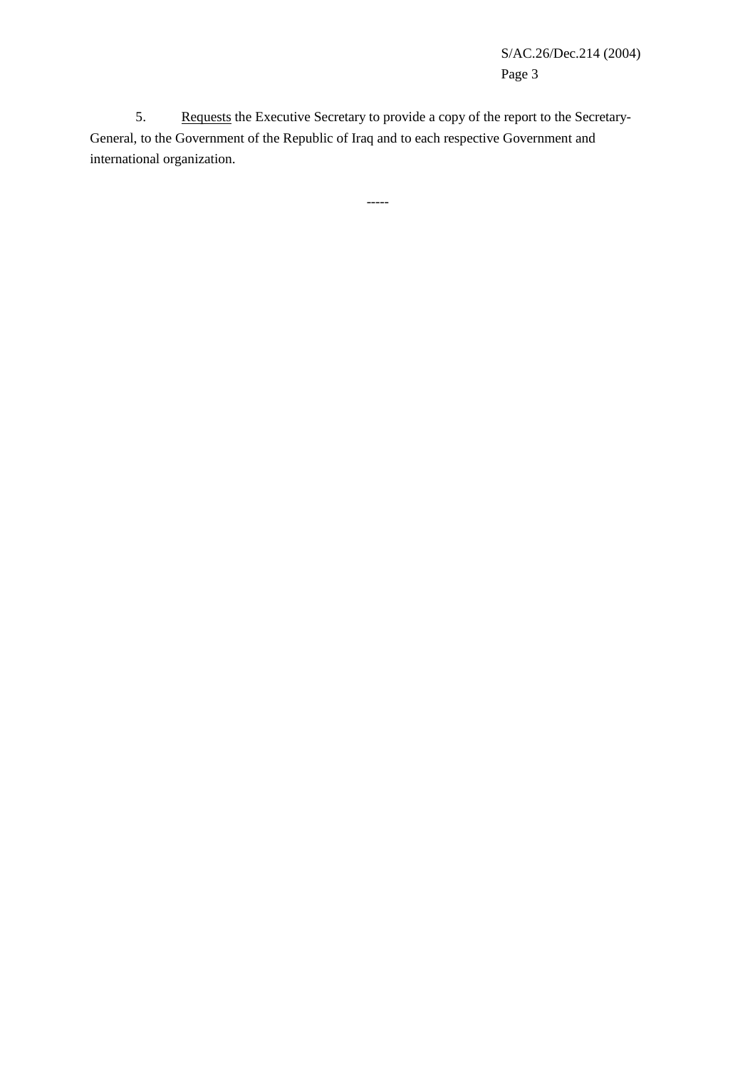5. Requests the Executive Secretary to provide a copy of the report to the Secretary-General, to the Government of the Republic of Iraq and to each respective Government and international organization.

-----